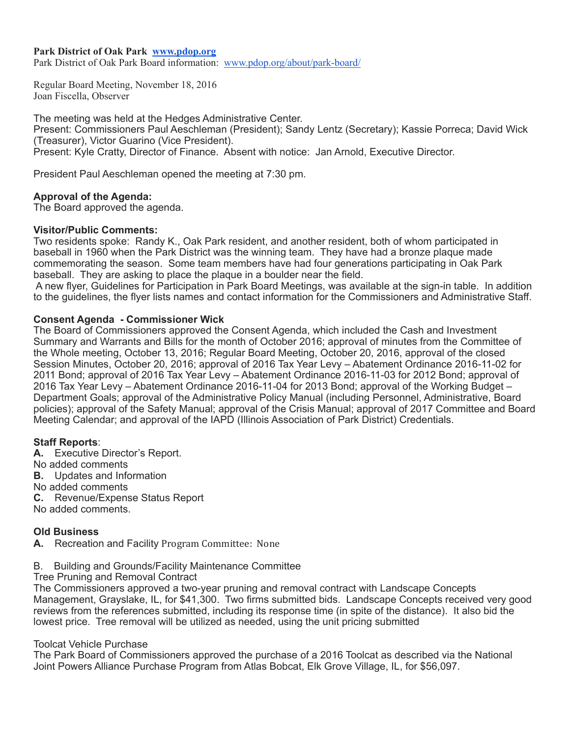**Park District of Oak Park** [www.pdop.org](http://www.pdop.org)
Park District of Oak Park Board information: [www.pdop.org/about/park-board/](http://www.pdop.org/about/park-board/)

Regular Board Meeting, November 18, 2016
Joan Fiscella, Observer

The meeting was held at the Hedges Administrative Center.
Present: Commissioners Paul Aeschleman (President); Sandy Lentz (Secretary); Kassie Porreca; David Wick (Treasurer), Victor Guarino (Vice President).
Present: Kyle Cratty, Director of Finance. Absent with notice: Jan Arnold, Executive Director.

President Paul Aeschleman opened the meeting at 7:30 pm.

**Approval of the Agenda:**
The Board approved the agenda.

**Visitor/Public Comments:**
Two residents spoke: Randy K., Oak Park resident, and another resident, both of whom participated in baseball in 1960 when the Park District was the winning team. They have had a bronze plaque made commemorating the season. Some team members have had four generations participating in Oak Park baseball. They are asking to place the plaque in a boulder near the field.
A new flyer, Guidelines for Participation in Park Board Meetings, was available at the sign-in table. In addition to the guidelines, the flyer lists names and contact information for the Commissioners and Administrative Staff.

**Consent Agenda - Commissioner Wick**
The Board of Commissioners approved the Consent Agenda, which included the Cash and Investment Summary and Warrants and Bills for the month of October 2016; approval of minutes from the Committee of the Whole meeting, October 13, 2016; Regular Board Meeting, October 20, 2016, approval of the closed Session Minutes, October 20, 2016; approval of 2016 Tax Year Levy – Abatement Ordinance 2016-11-02 for 2011 Bond; approval of 2016 Tax Year Levy – Abatement Ordinance 2016-11-03 for 2012 Bond; approval of 2016 Tax Year Levy – Abatement Ordinance 2016-11-04 for 2013 Bond; approval of the Working Budget – Department Goals; approval of the Administrative Policy Manual (including Personnel, Administrative, Board policies); approval of the Safety Manual; approval of the Crisis Manual; approval of 2017 Committee and Board Meeting Calendar; and approval of the IAPD (Illinois Association of Park District) Credentials.

**Staff Reports**:
**A.** Executive Director's Report.
No added comments
**B.** Updates and Information
No added comments
**C.** Revenue/Expense Status Report
No added comments.

**Old Business**
**A.** Recreation and Facility Program Committee: None

B. Building and Grounds/Facility Maintenance Committee
Tree Pruning and Removal Contract
The Commissioners approved a two-year pruning and removal contract with Landscape Concepts Management, Grayslake, IL, for $41,300. Two firms submitted bids. Landscape Concepts received very good reviews from the references submitted, including its response time (in spite of the distance). It also bid the lowest price. Tree removal will be utilized as needed, using the unit pricing submitted

Toolcat Vehicle Purchase
The Park Board of Commissioners approved the purchase of a 2016 Toolcat as described via the National Joint Powers Alliance Purchase Program from Atlas Bobcat, Elk Grove Village, IL, for $56,097.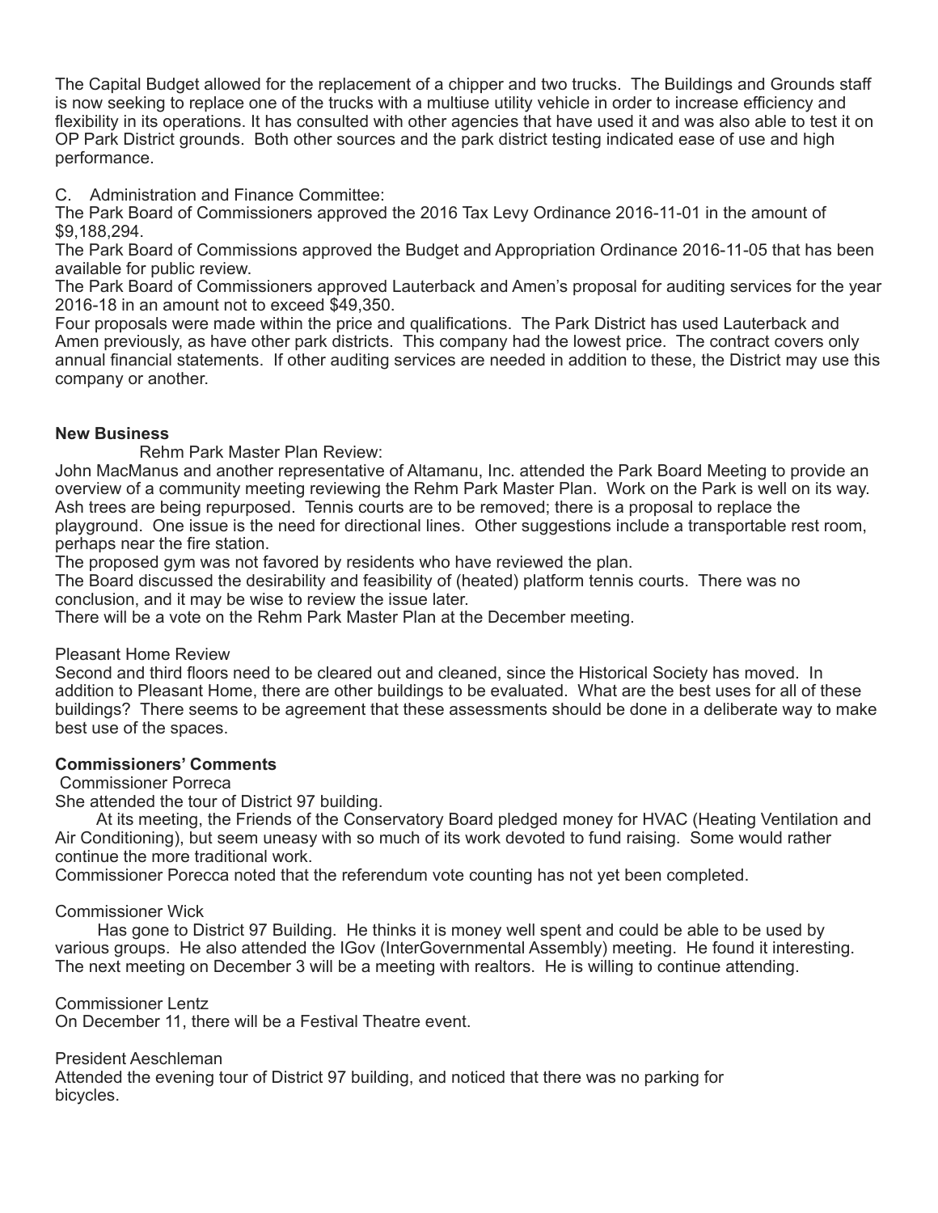The Capital Budget allowed for the replacement of a chipper and two trucks. The Buildings and Grounds staff is now seeking to replace one of the trucks with a multiuse utility vehicle in order to increase efficiency and flexibility in its operations. It has consulted with other agencies that have used it and was also able to test it on OP Park District grounds. Both other sources and the park district testing indicated ease of use and high performance.

C. Administration and Finance Committee:
The Park Board of Commissioners approved the 2016 Tax Levy Ordinance 2016-11-01 in the amount of $9,188,294.
The Park Board of Commissions approved the Budget and Appropriation Ordinance 2016-11-05 that has been available for public review.
The Park Board of Commissioners approved Lauterback and Amen's proposal for auditing services for the year 2016-18 in an amount not to exceed $49,350.
Four proposals were made within the price and qualifications. The Park District has used Lauterback and Amen previously, as have other park districts. This company had the lowest price. The contract covers only annual financial statements. If other auditing services are needed in addition to these, the District may use this company or another.

**New Business**

Rehm Park Master Plan Review:
John MacManus and another representative of Altamanu, Inc. attended the Park Board Meeting to provide an overview of a community meeting reviewing the Rehm Park Master Plan. Work on the Park is well on its way. Ash trees are being repurposed. Tennis courts are to be removed; there is a proposal to replace the playground. One issue is the need for directional lines. Other suggestions include a transportable rest room, perhaps near the fire station.
The proposed gym was not favored by residents who have reviewed the plan.
The Board discussed the desirability and feasibility of (heated) platform tennis courts. There was no conclusion, and it may be wise to review the issue later.
There will be a vote on the Rehm Park Master Plan at the December meeting.

Pleasant Home Review
Second and third floors need to be cleared out and cleaned, since the Historical Society has moved. In addition to Pleasant Home, there are other buildings to be evaluated. What are the best uses for all of these buildings? There seems to be agreement that these assessments should be done in a deliberate way to make best use of the spaces.

**Commissioners' Comments**

Commissioner Porreca
She attended the tour of District 97 building.
At its meeting, the Friends of the Conservatory Board pledged money for HVAC (Heating Ventilation and Air Conditioning), but seem uneasy with so much of its work devoted to fund raising. Some would rather continue the more traditional work.
Commissioner Porecca noted that the referendum vote counting has not yet been completed.

Commissioner Wick
Has gone to District 97 Building. He thinks it is money well spent and could be able to be used by various groups. He also attended the IGov (InterGovernmental Assembly) meeting. He found it interesting. The next meeting on December 3 will be a meeting with realtors. He is willing to continue attending.

Commissioner Lentz
On December 11, there will be a Festival Theatre event.

President Aeschleman
Attended the evening tour of District 97 building, and noticed that there was no parking for bicycles.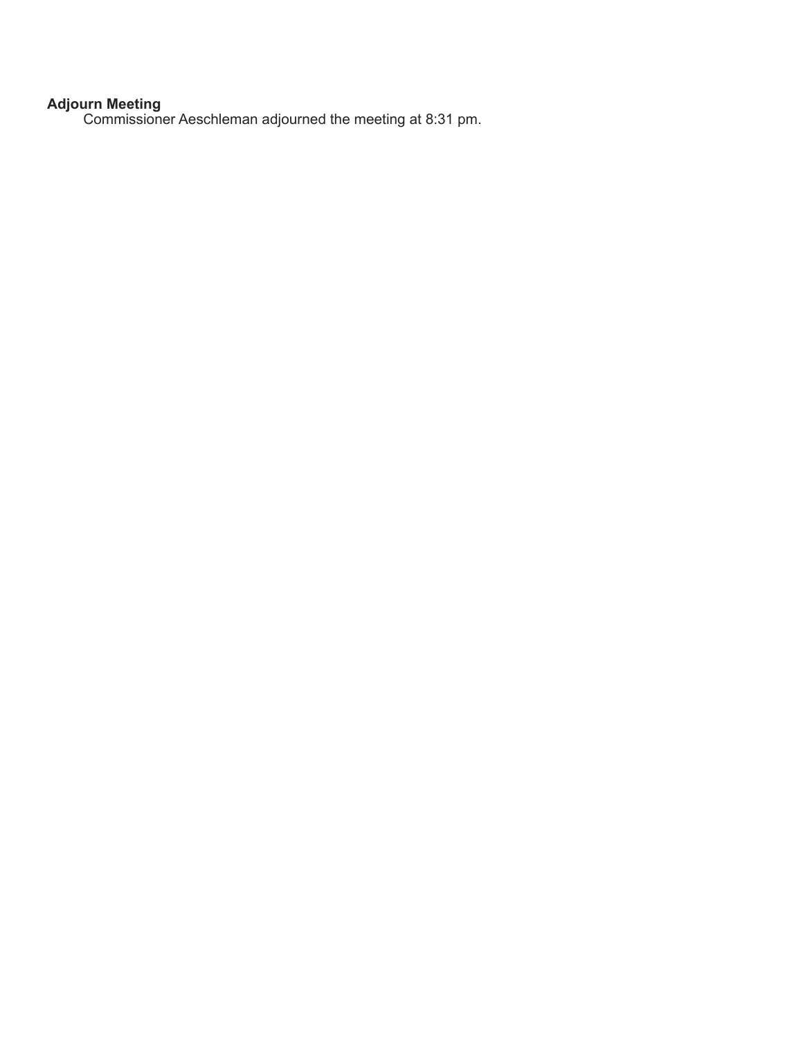**Adjourn Meeting**

Commissioner Aeschleman adjourned the meeting at 8:31 pm.